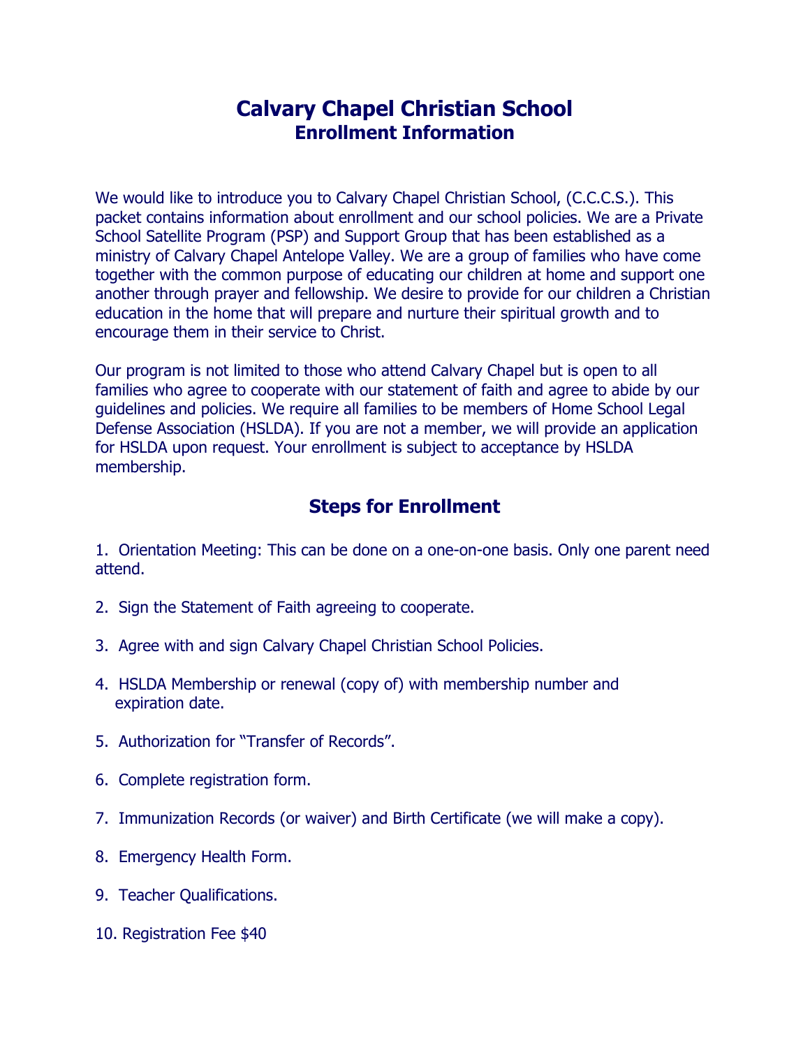# Calvary Chapel Christian School
## Enrollment Information

We would like to introduce you to Calvary Chapel Christian School, (C.C.C.S.). This packet contains information about enrollment and our school policies. We are a Private School Satellite Program (PSP) and Support Group that has been established as a ministry of Calvary Chapel Antelope Valley. We are a group of families who have come together with the common purpose of educating our children at home and support one another through prayer and fellowship. We desire to provide for our children a Christian education in the home that will prepare and nurture their spiritual growth and to encourage them in their service to Christ.

Our program is not limited to those who attend Calvary Chapel but is open to all families who agree to cooperate with our statement of faith and agree to abide by our guidelines and policies. We require all families to be members of Home School Legal Defense Association (HSLDA). If you are not a member, we will provide an application for HSLDA upon request. Your enrollment is subject to acceptance by HSLDA membership.

## Steps for Enrollment

1. Orientation Meeting: This can be done on a one-on-one basis. Only one parent need attend.

2. Sign the Statement of Faith agreeing to cooperate.

3. Agree with and sign Calvary Chapel Christian School Policies.

4. HSLDA Membership or renewal (copy of) with membership number and expiration date.

5. Authorization for "Transfer of Records".

6. Complete registration form.

7. Immunization Records (or waiver) and Birth Certificate (we will make a copy).

8. Emergency Health Form.

9. Teacher Qualifications.

10. Registration Fee $40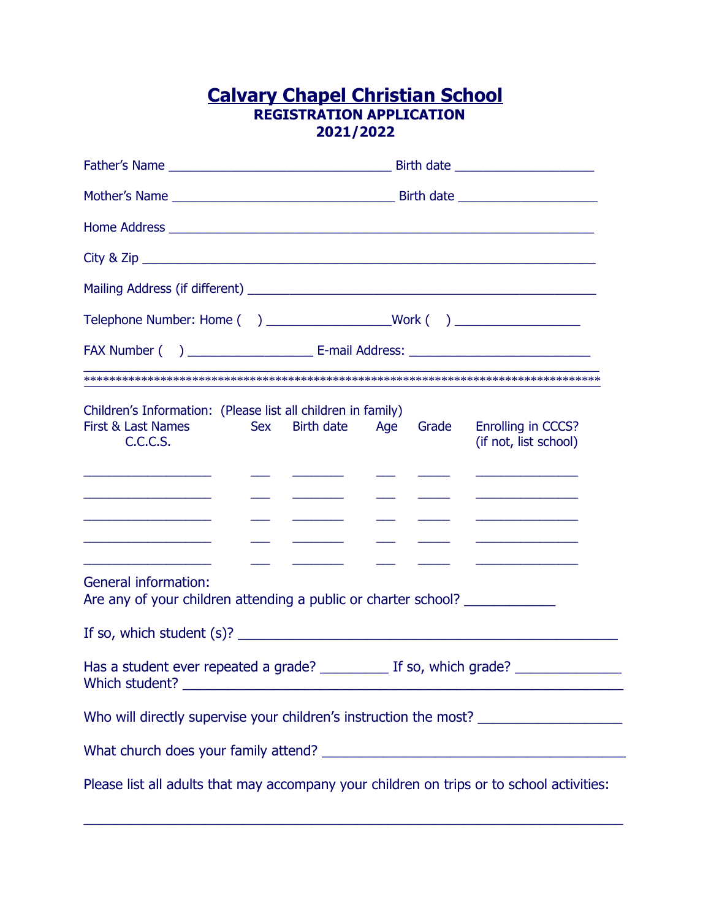# Calvary Chapel Christian School

## REGISTRATION APPLICATION
## 2021/2022

Father's Name ________________________________ Birth date ____________________

Mother's Name ________________________________ Birth date ____________________

Home Address ______________________________________________________________

City & Zip ___________________________________________________________________

Mailing Address (if different) ___________________________________________________

Telephone Number: Home ( ) _________________Work ( ) _________________

FAX Number ( ) _________________ E-mail Address: _________________________

**********************************************************************************

Children's Information: (Please list all children in family)

| First & Last Names C.C.C.S. | Sex | Birth date | Age | Grade | Enrolling in CCCS? (if not, list school) |
|---|---|---|---|---|---|
| __________________ | ___ | _______ | ___ | _____ | _______________ |
| __________________ | ___ | _______ | ___ | _____ | _______________ |
| __________________ | ___ | _______ | ___ | _____ | _______________ |
| __________________ | ___ | _______ | ___ | _____ | _______________ |
| __________________ | ___ | _______ | ___ | _____ | _______________ |

General information:

Are any of your children attending a public or charter school? _____________

If so, which student (s)? _________________________________________________

Has a student ever repeated a grade? _________ If so, which grade? ______________

Which student? _________________________________________________________

Who will directly supervise your children's instruction the most? ___________________

What church does your family attend? ____________________________________________

Please list all adults that may accompany your children on trips or to school activities:

______________________________________________________________________________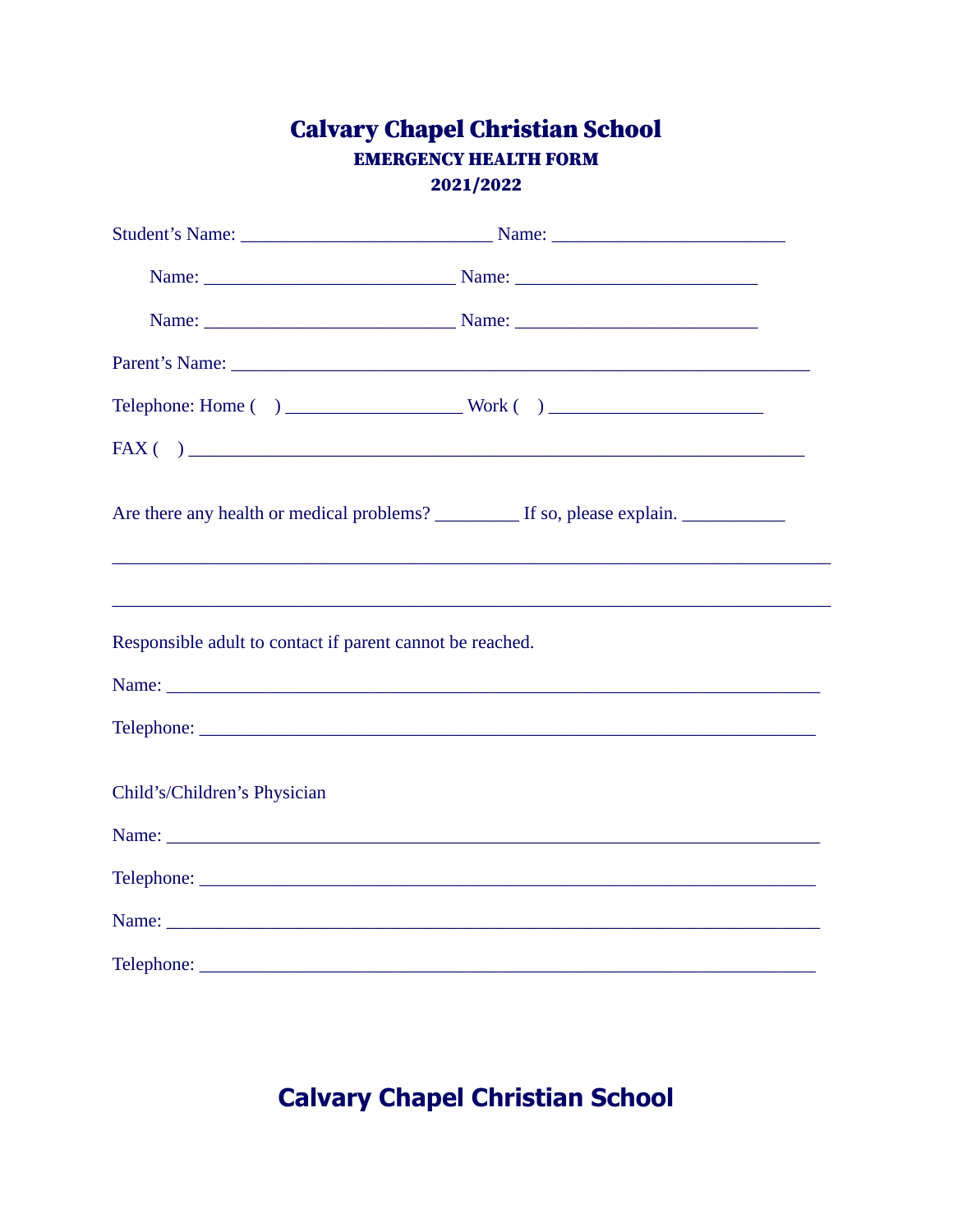# Calvary Chapel Christian School

## EMERGENCY HEALTH FORM

## 2021/2022

Student's Name: ___________________________ Name: _________________________

Name: ___________________________ Name: __________________________

Name: ___________________________ Name: __________________________

Parent's Name: ______________________________________________________________

Telephone: Home (    ) ___________________ Work (    ) _______________________

FAX (    ) __________________________________________________________________

Are there any health or medical problems? _________ If so, please explain. ___________

_____________________________________________________________________________

_____________________________________________________________________________

Responsible adult to contact if parent cannot be reached.

Name: ______________________________________________________________________

Telephone: ___________________________________________________________________

Child's/Children's Physician

Name: ______________________________________________________________________

Telephone: ___________________________________________________________________

Name: ______________________________________________________________________

Telephone: ___________________________________________________________________

**Calvary Chapel Christian School**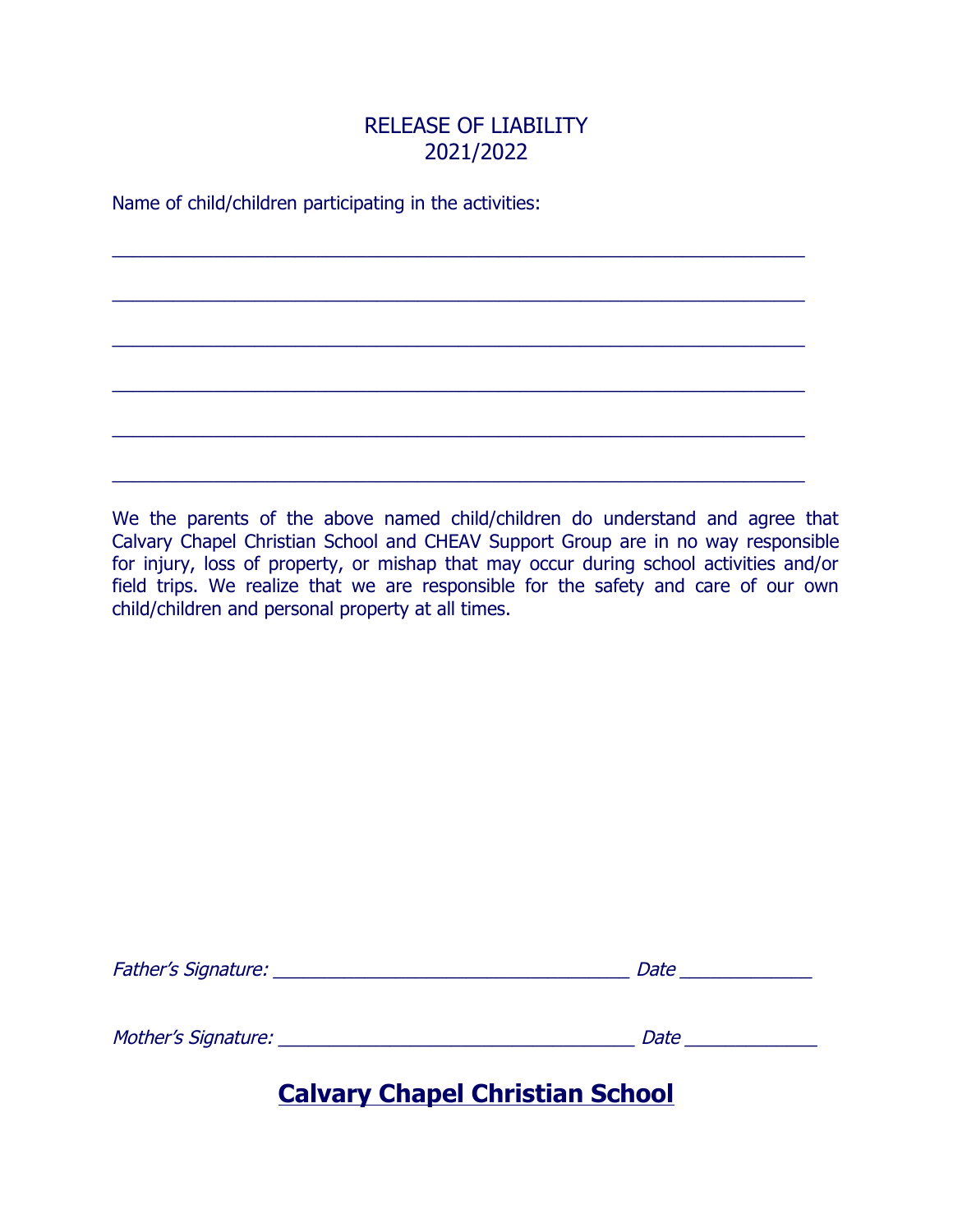# RELEASE OF LIABILITY
# 2021/2022

Name of child/children participating in the activities:

_________________________________________________________________

_________________________________________________________________

_________________________________________________________________

_________________________________________________________________

_________________________________________________________________

_________________________________________________________________

We the parents of the above named child/children do understand and agree that Calvary Chapel Christian School and CHEAV Support Group are in no way responsible for injury, loss of property, or mishap that may occur during school activities and/or field trips. We realize that we are responsible for the safety and care of our own child/children and personal property at all times.

*Father's Signature:* _________________________________ *Date* ____________

*Mother's Signature:* _________________________________ *Date* ____________

**Calvary Chapel Christian School**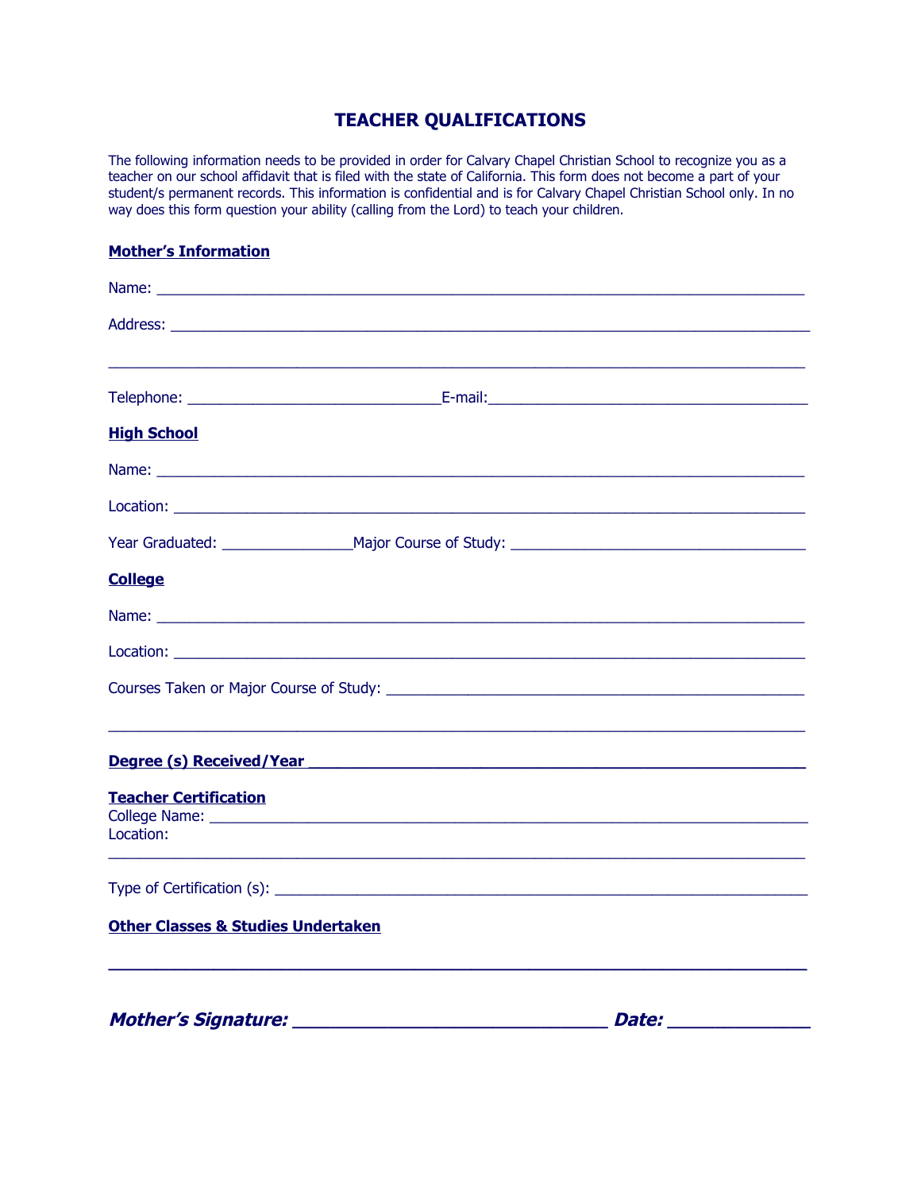# TEACHER QUALIFICATIONS

The following information needs to be provided in order for Calvary Chapel Christian School to recognize you as a teacher on our school affidavit that is filed with the state of California. This form does not become a part of your student/s permanent records. This information is confidential and is for Calvary Chapel Christian School only. In no way does this form question your ability (calling from the Lord) to teach your children.

**Mother's Information**

Name: ___________________________________________________________________________

Address: _________________________________________________________________________

_________________________________________________________________________________

Telephone: _____________________________E-mail:_______________________________________

**High School**

Name: ___________________________________________________________________________

Location: _________________________________________________________________________

Year Graduated: _______________Major Course of Study: __________________________________

**College**

Name: ___________________________________________________________________________

Location: _________________________________________________________________________

Courses Taken or Major Course of Study: _______________________________________________

_________________________________________________________________________________

**Degree (s) Received/Year** _____________________________________________________

**Teacher Certification**
College Name: _____________________________________________________________________
Location:
_________________________________________________________________________________

Type of Certification (s): _____________________________________________________________

**Other Classes & Studies Undertaken**

_________________________________________________________________________________

***Mother's Signature:*** ______________________________ ***Date:*** _____________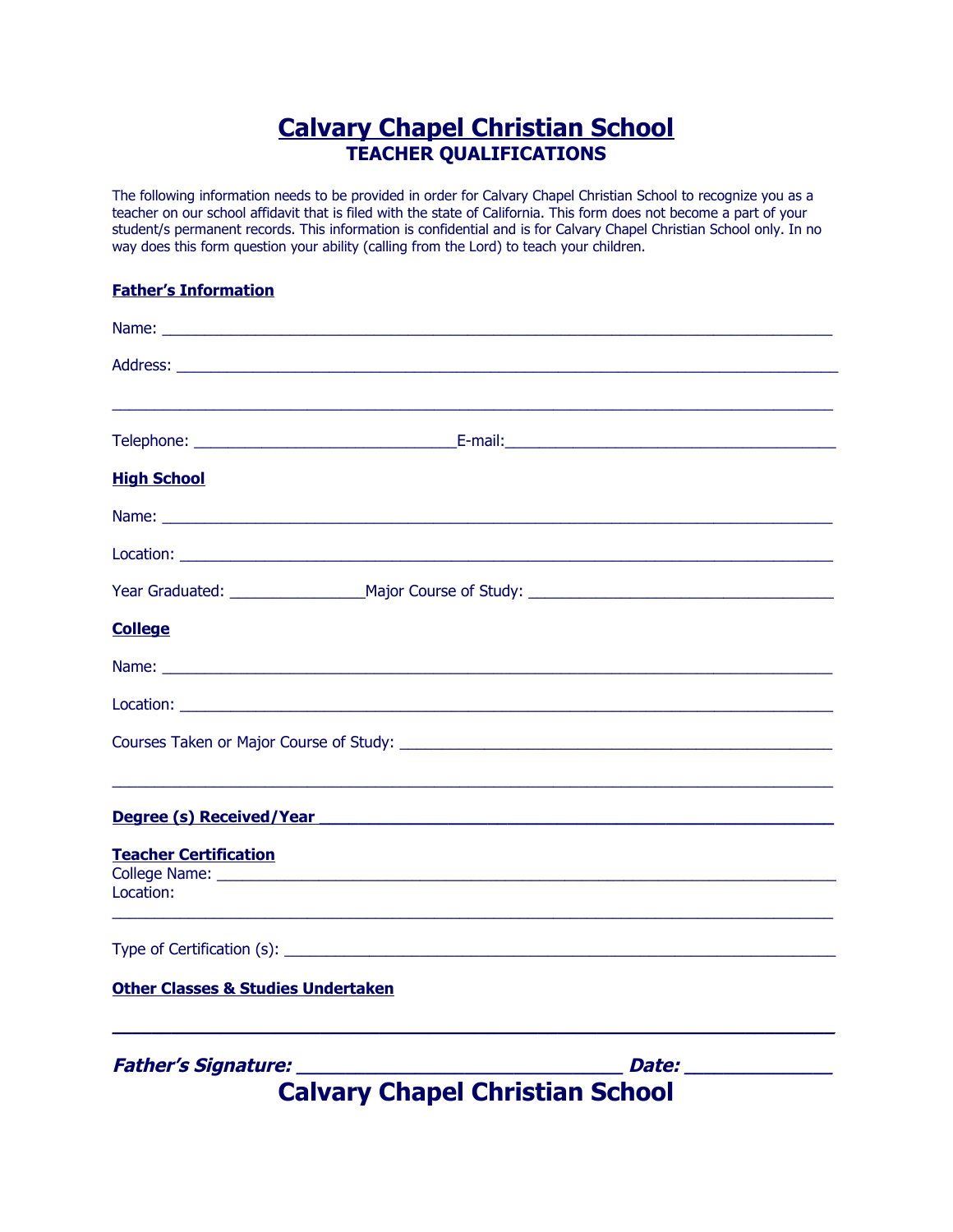# Calvary Chapel Christian School

## TEACHER QUALIFICATIONS

The following information needs to be provided in order for Calvary Chapel Christian School to recognize you as a teacher on our school affidavit that is filed with the state of California. This form does not become a part of your student/s permanent records. This information is confidential and is for Calvary Chapel Christian School only. In no way does this form question your ability (calling from the Lord) to teach your children.

**Father's Information**

Name: ___________________________________________________________________________

Address: _________________________________________________________________________

_______________________________________________________________________________

Telephone: ____________________________E-mail:____________________________________

**High School**

Name: ___________________________________________________________________________

Location: _________________________________________________________________________

Year Graduated: _______________Major Course of Study: ___________________________________

**College**

Name: ___________________________________________________________________________

Location: _________________________________________________________________________

Courses Taken or Major Course of Study: ____________________________________________

_______________________________________________________________________________

**Degree (s) Received/Year** _______________________________________________________

**Teacher Certification**
College Name: _____________________________________________________________________
Location:
_______________________________________________________________________________

Type of Certification (s): ___________________________________________________________

**Other Classes & Studies Undertaken**

_______________________________________________________________________________

***Father's Signature:*** ____________________________ ***Date:*** _____________

**Calvary Chapel Christian School**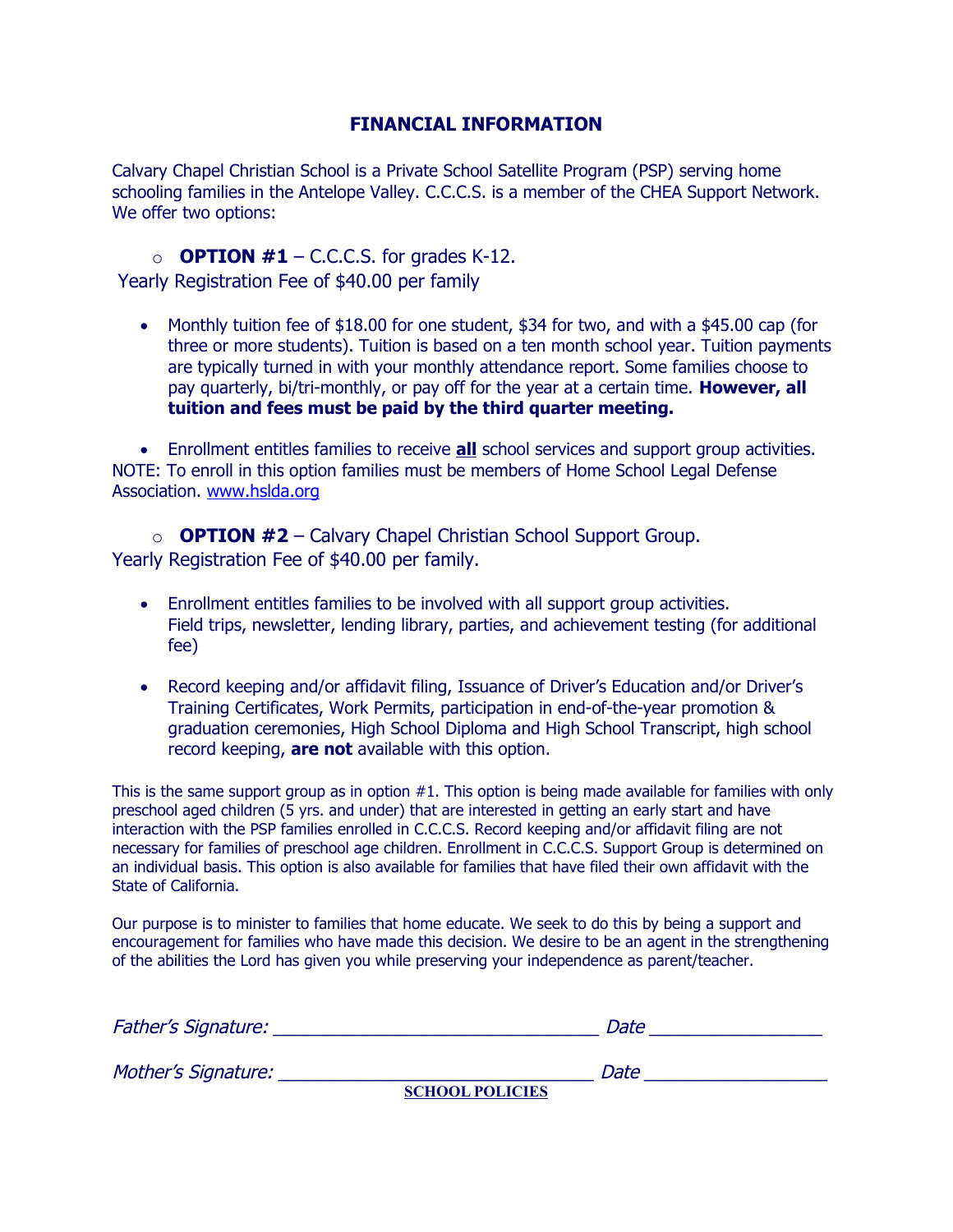## FINANCIAL INFORMATION

Calvary Chapel Christian School is a Private School Satellite Program (PSP) serving home schooling families in the Antelope Valley. C.C.C.S. is a member of the CHEA Support Network. We offer two options:

- **OPTION #1** – C.C.C.S. for grades K-12.

Yearly Registration Fee of $40.00 per family

- Monthly tuition fee of $18.00 for one student, $34 for two, and with a $45.00 cap (for three or more students). Tuition is based on a ten month school year. Tuition payments are typically turned in with your monthly attendance report. Some families choose to pay quarterly, bi/tri-monthly, or pay off for the year at a certain time. **However, all tuition and fees must be paid by the third quarter meeting.**

- Enrollment entitles families to receive **<u>all</u>** school services and support group activities.

NOTE: To enroll in this option families must be members of Home School Legal Defense Association. www.hslda.org

- **OPTION #2** – Calvary Chapel Christian School Support Group.

Yearly Registration Fee of $40.00 per family.

- Enrollment entitles families to be involved with all support group activities. Field trips, newsletter, lending library, parties, and achievement testing (for additional fee)

- Record keeping and/or affidavit filing, Issuance of Driver's Education and/or Driver's Training Certificates, Work Permits, participation in end-of-the-year promotion & graduation ceremonies, High School Diploma and High School Transcript, high school record keeping, **are not** available with this option.

This is the same support group as in option #1. This option is being made available for families with only preschool aged children (5 yrs. and under) that are interested in getting an early start and have interaction with the PSP families enrolled in C.C.C.S. Record keeping and/or affidavit filing are not necessary for families of preschool age children. Enrollment in C.C.C.S. Support Group is determined on an individual basis. This option is also available for families that have filed their own affidavit with the State of California.

Our purpose is to minister to families that home educate. We seek to do this by being a support and encouragement for families who have made this decision. We desire to be an agent in the strengthening of the abilities the Lord has given you while preserving your independence as parent/teacher.

*Father's Signature:* ________________________________ *Date* ________________

*Mother's Signature:* ______________________________ *Date* _________________

**<u>SCHOOL POLICIES</u>**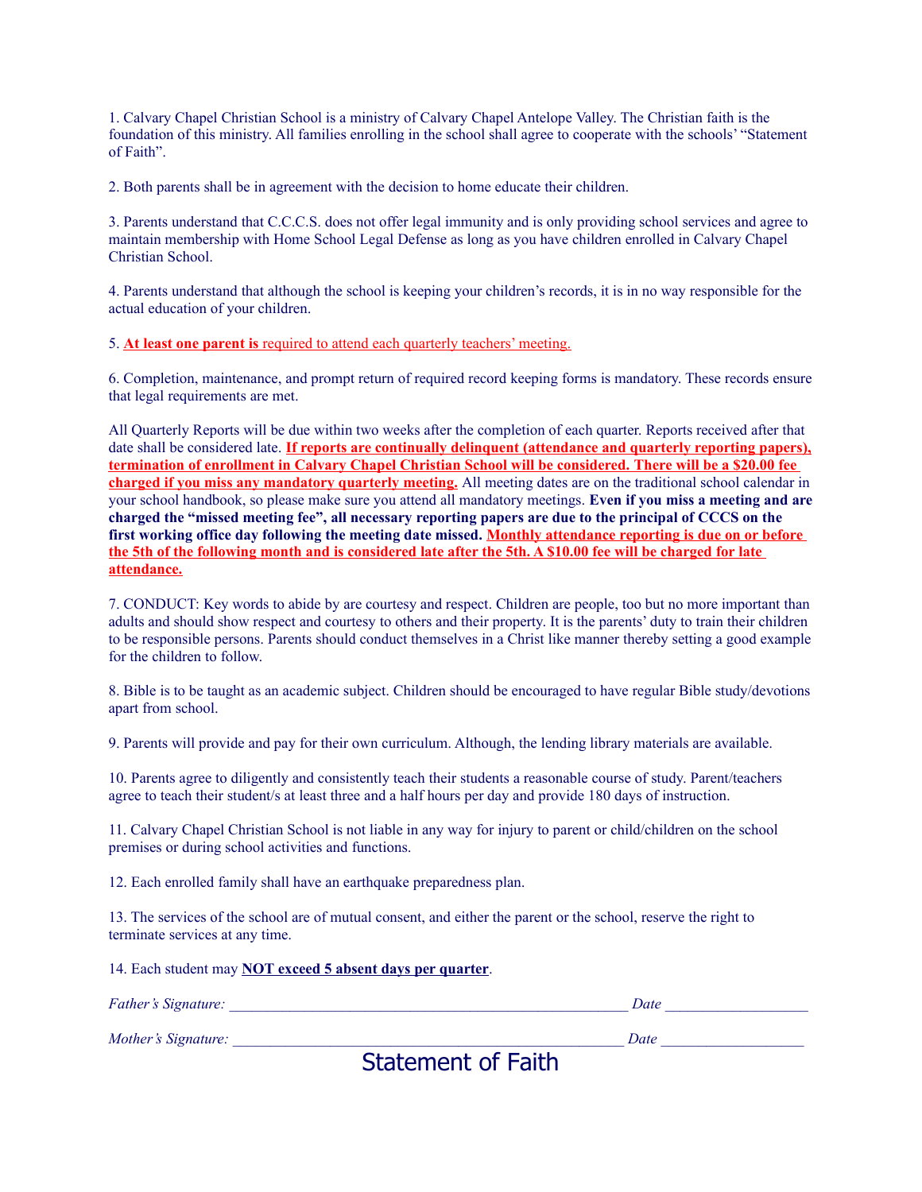1. Calvary Chapel Christian School is a ministry of Calvary Chapel Antelope Valley. The Christian faith is the foundation of this ministry. All families enrolling in the school shall agree to cooperate with the schools' "Statement of Faith".

2. Both parents shall be in agreement with the decision to home educate their children.

3. Parents understand that C.C.C.S. does not offer legal immunity and is only providing school services and agree to maintain membership with Home School Legal Defense as long as you have children enrolled in Calvary Chapel Christian School.

4. Parents understand that although the school is keeping your children's records, it is in no way responsible for the actual education of your children.

5. **At least one parent is** required to attend each quarterly teachers' meeting.

6. Completion, maintenance, and prompt return of required record keeping forms is mandatory. These records ensure that legal requirements are met.

All Quarterly Reports will be due within two weeks after the completion of each quarter. Reports received after that date shall be considered late. **If reports are continually delinquent (attendance and quarterly reporting papers), termination of enrollment in Calvary Chapel Christian School will be considered. There will be a $20.00 fee charged if you miss any mandatory quarterly meeting.** All meeting dates are on the traditional school calendar in your school handbook, so please make sure you attend all mandatory meetings. **Even if you miss a meeting and are charged the "missed meeting fee", all necessary reporting papers are due to the principal of CCCS on the first working office day following the meeting date missed. Monthly attendance reporting is due on or before the 5th of the following month and is considered late after the 5th. A $10.00 fee will be charged for late attendance.**

7. CONDUCT: Key words to abide by are courtesy and respect. Children are people, too but no more important than adults and should show respect and courtesy to others and their property. It is the parents' duty to train their children to be responsible persons. Parents should conduct themselves in a Christ like manner thereby setting a good example for the children to follow.

8. Bible is to be taught as an academic subject. Children should be encouraged to have regular Bible study/devotions apart from school.

9. Parents will provide and pay for their own curriculum. Although, the lending library materials are available.

10. Parents agree to diligently and consistently teach their students a reasonable course of study. Parent/teachers agree to teach their student/s at least three and a half hours per day and provide 180 days of instruction.

11. Calvary Chapel Christian School is not liable in any way for injury to parent or child/children on the school premises or during school activities and functions.

12. Each enrolled family shall have an earthquake preparedness plan.

13. The services of the school are of mutual consent, and either the parent or the school, reserve the right to terminate services at any time.

14. Each student may **NOT exceed 5 absent days per quarter**.

*Father's Signature:* ________________________________________________ *Date* __________________

*Mother's Signature:* ________________________________________________ *Date* __________________

# Statement of Faith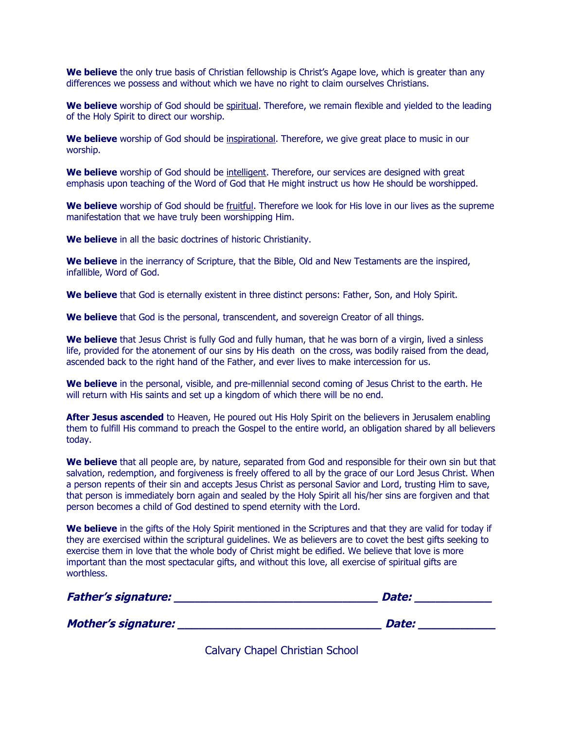**We believe** the only true basis of Christian fellowship is Christ's Agape love, which is greater than any differences we possess and without which we have no right to claim ourselves Christians.

**We believe** worship of God should be <u>spiritual</u>. Therefore, we remain flexible and yielded to the leading of the Holy Spirit to direct our worship.

**We believe** worship of God should be <u>inspirational</u>. Therefore, we give great place to music in our worship.

**We believe** worship of God should be <u>intelligent</u>. Therefore, our services are designed with great emphasis upon teaching of the Word of God that He might instruct us how He should be worshipped.

**We believe** worship of God should be <u>fruitful</u>. Therefore we look for His love in our lives as the supreme manifestation that we have truly been worshipping Him.

**We believe** in all the basic doctrines of historic Christianity.

**We believe** in the inerrancy of Scripture, that the Bible, Old and New Testaments are the inspired, infallible, Word of God.

**We believe** that God is eternally existent in three distinct persons: Father, Son, and Holy Spirit.

**We believe** that God is the personal, transcendent, and sovereign Creator of all things.

**We believe** that Jesus Christ is fully God and fully human, that he was born of a virgin, lived a sinless life, provided for the atonement of our sins by His death on the cross, was bodily raised from the dead, ascended back to the right hand of the Father, and ever lives to make intercession for us.

**We believe** in the personal, visible, and pre-millennial second coming of Jesus Christ to the earth. He will return with His saints and set up a kingdom of which there will be no end.

**After Jesus ascended** to Heaven, He poured out His Holy Spirit on the believers in Jerusalem enabling them to fulfill His command to preach the Gospel to the entire world, an obligation shared by all believers today.

**We believe** that all people are, by nature, separated from God and responsible for their own sin but that salvation, redemption, and forgiveness is freely offered to all by the grace of our Lord Jesus Christ. When a person repents of their sin and accepts Jesus Christ as personal Savior and Lord, trusting Him to save, that person is immediately born again and sealed by the Holy Spirit all his/her sins are forgiven and that person becomes a child of God destined to spend eternity with the Lord.

**We believe** in the gifts of the Holy Spirit mentioned in the Scriptures and that they are valid for today if they are exercised within the scriptural guidelines. We as believers are to covet the best gifts seeking to exercise them in love that the whole body of Christ might be edified. We believe that love is more important than the most spectacular gifts, and without this love, all exercise of spiritual gifts are worthless.

***Father's signature: ________________________________ Date: ____________***

***Mother's signature: ________________________________ Date: ____________***

Calvary Chapel Christian School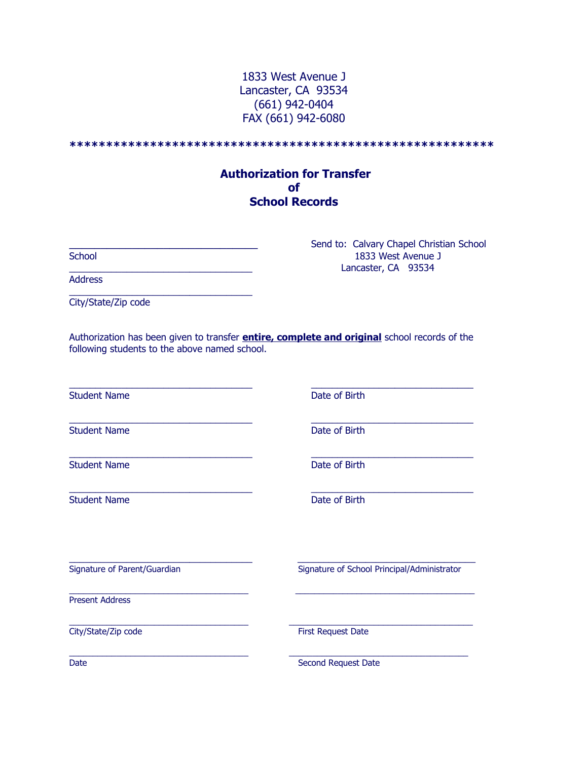1833 West Avenue J
Lancaster, CA 93534
(661) 942-0404
FAX (661) 942-6080

*********************************************************

## Authorization for Transfer of School Records

___________________________________
School

___________________________________
Address

___________________________________
City/State/Zip code

Send to: Calvary Chapel Christian School
1833 West Avenue J
Lancaster, CA 93534

Authorization has been given to transfer **entire, complete and original** school records of the following students to the above named school.

| | |
|---|---|
| ___________________________________ | ______________________________ |
| Student Name | Date of Birth |
| ___________________________________ | ______________________________ |
| Student Name | Date of Birth |
| ___________________________________ | ______________________________ |
| Student Name | Date of Birth |
| ___________________________________ | ______________________________ |
| Student Name | Date of Birth |

| | |
|---|---|
| ___________________________________ | ___________________________________ |
| Signature of Parent/Guardian | Signature of School Principal/Administrator |
| ___________________________________ | ___________________________________ |
| Present Address | |
| ___________________________________ | ___________________________________ |
| City/State/Zip code | First Request Date |
| ___________________________________ | ___________________________________ |
| Date | Second Request Date |